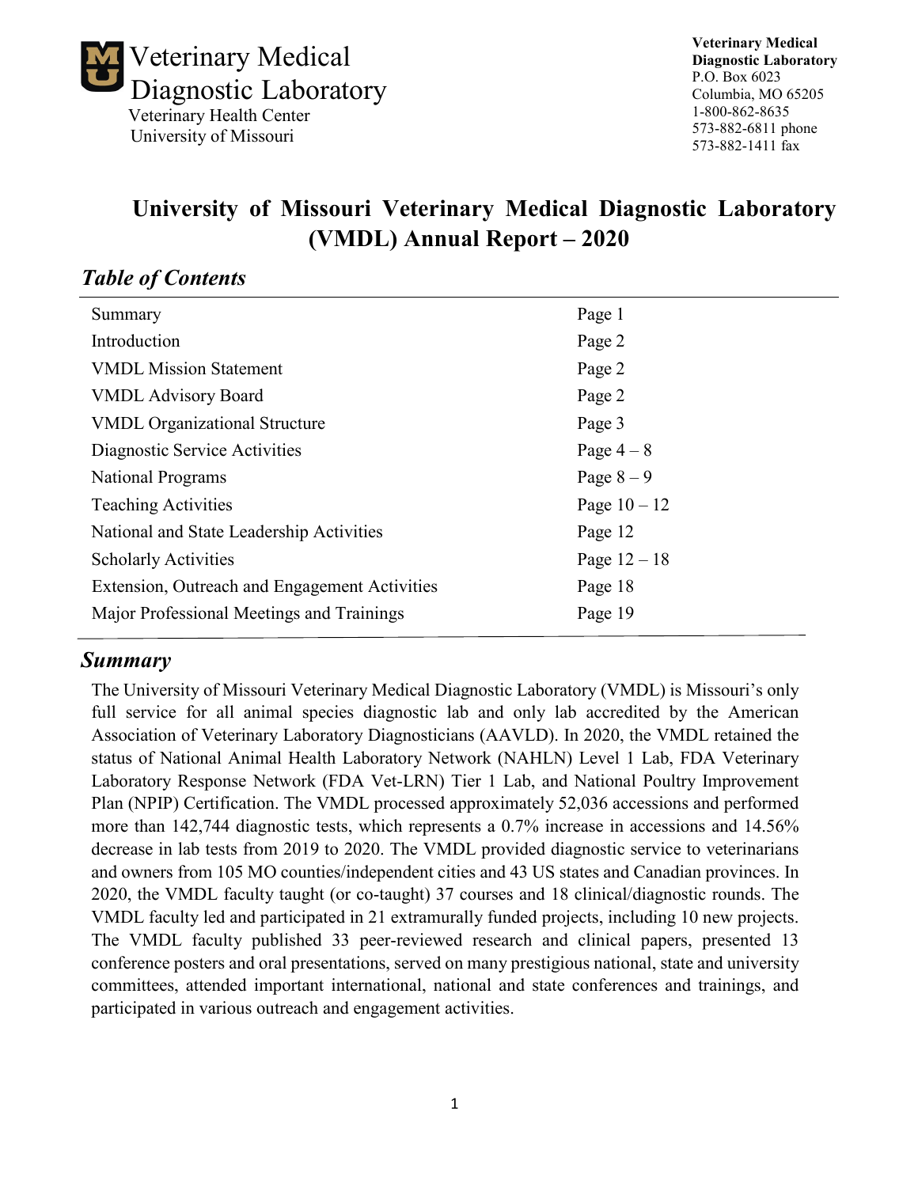Veterinary Medical Diagnostic Laboratory
Veterinary Health Center
University of Missouri

**Veterinary Medical Diagnostic Laboratory**
P.O. Box 6023
Columbia, MO 65205
1-800-862-8635
573-882-6811 phone
573-882-1411 fax

# University of Missouri Veterinary Medical Diagnostic Laboratory (VMDL) Annual Report – 2020

## *Table of Contents*

| | |
|---|---|
| Summary | Page 1 |
| Introduction | Page 2 |
| VMDL Mission Statement | Page 2 |
| VMDL Advisory Board | Page 2 |
| VMDL Organizational Structure | Page 3 |
| Diagnostic Service Activities | Page 4 – 8 |
| National Programs | Page 8 – 9 |
| Teaching Activities | Page 10 – 12 |
| National and State Leadership Activities | Page 12 |
| Scholarly Activities | Page 12 – 18 |
| Extension, Outreach and Engagement Activities | Page 18 |
| Major Professional Meetings and Trainings | Page 19 |

## *Summary*

The University of Missouri Veterinary Medical Diagnostic Laboratory (VMDL) is Missouri's only full service for all animal species diagnostic lab and only lab accredited by the American Association of Veterinary Laboratory Diagnosticians (AAVLD). In 2020, the VMDL retained the status of National Animal Health Laboratory Network (NAHLN) Level 1 Lab, FDA Veterinary Laboratory Response Network (FDA Vet-LRN) Tier 1 Lab, and National Poultry Improvement Plan (NPIP) Certification. The VMDL processed approximately 52,036 accessions and performed more than 142,744 diagnostic tests, which represents a 0.7% increase in accessions and 14.56% decrease in lab tests from 2019 to 2020. The VMDL provided diagnostic service to veterinarians and owners from 105 MO counties/independent cities and 43 US states and Canadian provinces. In 2020, the VMDL faculty taught (or co-taught) 37 courses and 18 clinical/diagnostic rounds. The VMDL faculty led and participated in 21 extramurally funded projects, including 10 new projects. The VMDL faculty published 33 peer-reviewed research and clinical papers, presented 13 conference posters and oral presentations, served on many prestigious national, state and university committees, attended important international, national and state conferences and trainings, and participated in various outreach and engagement activities.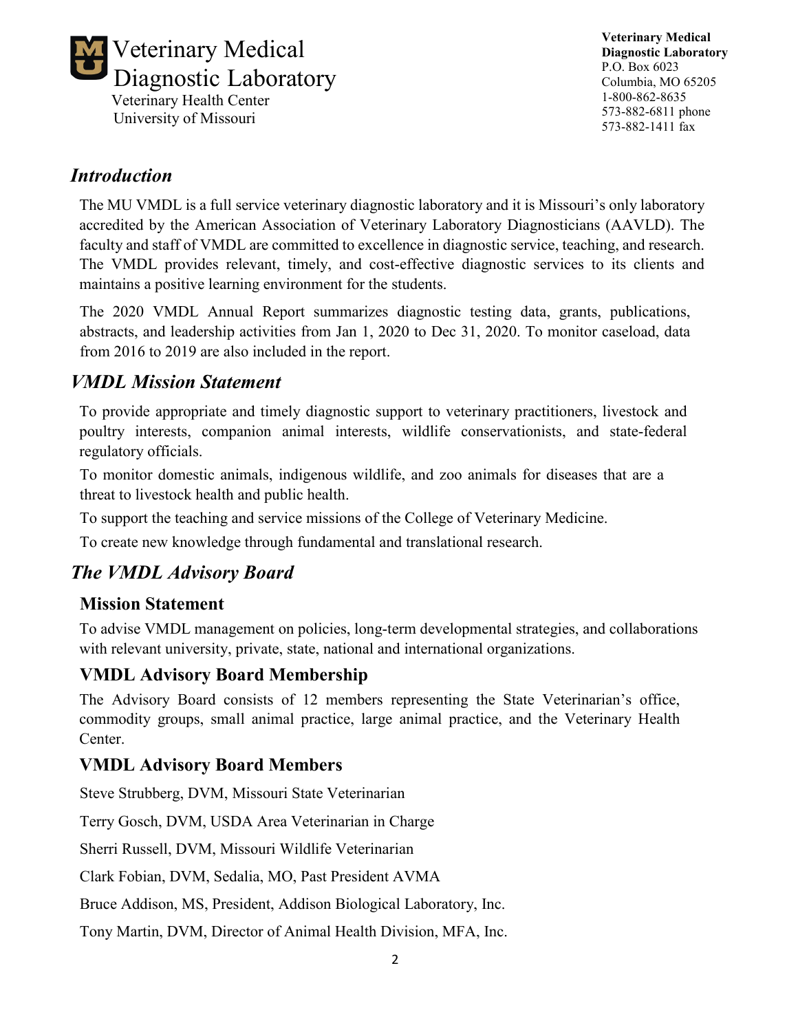# Veterinary Medical Diagnostic Laboratory

Veterinary Health Center
University of Missouri

**Veterinary Medical Diagnostic Laboratory**
P.O. Box 6023
Columbia, MO 65205
1-800-862-8635
573-882-6811 phone
573-882-1411 fax

## *Introduction*

The MU VMDL is a full service veterinary diagnostic laboratory and it is Missouri's only laboratory accredited by the American Association of Veterinary Laboratory Diagnosticians (AAVLD). The faculty and staff of VMDL are committed to excellence in diagnostic service, teaching, and research. The VMDL provides relevant, timely, and cost-effective diagnostic services to its clients and maintains a positive learning environment for the students.

The 2020 VMDL Annual Report summarizes diagnostic testing data, grants, publications, abstracts, and leadership activities from Jan 1, 2020 to Dec 31, 2020. To monitor caseload, data from 2016 to 2019 are also included in the report.

## *VMDL Mission Statement*

To provide appropriate and timely diagnostic support to veterinary practitioners, livestock and poultry interests, companion animal interests, wildlife conservationists, and state-federal regulatory officials.

To monitor domestic animals, indigenous wildlife, and zoo animals for diseases that are a threat to livestock health and public health.

To support the teaching and service missions of the College of Veterinary Medicine.

To create new knowledge through fundamental and translational research.

## *The VMDL Advisory Board*

### Mission Statement

To advise VMDL management on policies, long-term developmental strategies, and collaborations with relevant university, private, state, national and international organizations.

### VMDL Advisory Board Membership

The Advisory Board consists of 12 members representing the State Veterinarian's office, commodity groups, small animal practice, large animal practice, and the Veterinary Health Center.

### VMDL Advisory Board Members

Steve Strubberg, DVM, Missouri State Veterinarian

Terry Gosch, DVM, USDA Area Veterinarian in Charge

Sherri Russell, DVM, Missouri Wildlife Veterinarian

Clark Fobian, DVM, Sedalia, MO, Past President AVMA

Bruce Addison, MS, President, Addison Biological Laboratory, Inc.

Tony Martin, DVM, Director of Animal Health Division, MFA, Inc.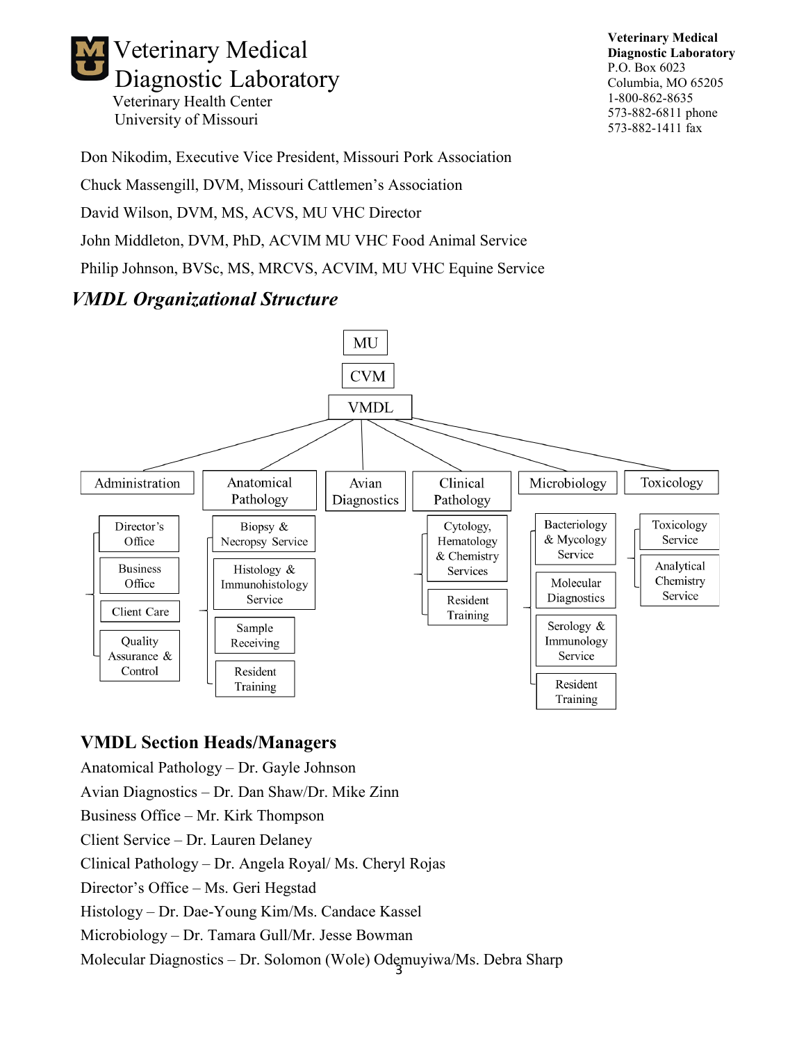Veterinary Medical Diagnostic Laboratory
Veterinary Health Center
University of Missouri

**Veterinary Medical Diagnostic Laboratory**
P.O. Box 6023
Columbia, MO 65205
1-800-862-8635
573-882-6811 phone
573-882-1411 fax

Don Nikodim, Executive Vice President, Missouri Pork Association

Chuck Massengill, DVM, Missouri Cattlemen's Association

David Wilson, DVM, MS, ACVS, MU VHC Director

John Middleton, DVM, PhD, ACVIM MU VHC Food Animal Service

Philip Johnson, BVSc, MS, MRCVS, ACVIM, MU VHC Equine Service

## *VMDL Organizational Structure*

- MU
  - CVM
    - VMDL
      - Administration
        - Director's Office
        - Business Office
        - Client Care
        - Quality Assurance & Control
      - Anatomical Pathology
        - Biopsy & Necropsy Service
        - Histology & Immunohistology Service
        - Sample Receiving
        - Resident Training
      - Avian Diagnostics
      - Clinical Pathology
        - Cytology, Hematology & Chemistry Services
        - Resident Training
      - Microbiology
        - Bacteriology & Mycology Service
        - Molecular Diagnostics
        - Serology & Immunology Service
        - Resident Training
      - Toxicology
        - Toxicology Service
        - Analytical Chemistry Service

## VMDL Section Heads/Managers

Anatomical Pathology – Dr. Gayle Johnson

Avian Diagnostics – Dr. Dan Shaw/Dr. Mike Zinn

Business Office – Mr. Kirk Thompson

Client Service – Dr. Lauren Delaney

Clinical Pathology – Dr. Angela Royal/ Ms. Cheryl Rojas

Director's Office – Ms. Geri Hegstad

Histology – Dr. Dae-Young Kim/Ms. Candace Kassel

Microbiology – Dr. Tamara Gull/Mr. Jesse Bowman

Molecular Diagnostics – Dr. Solomon (Wole) Odemuyiwa/Ms. Debra Sharp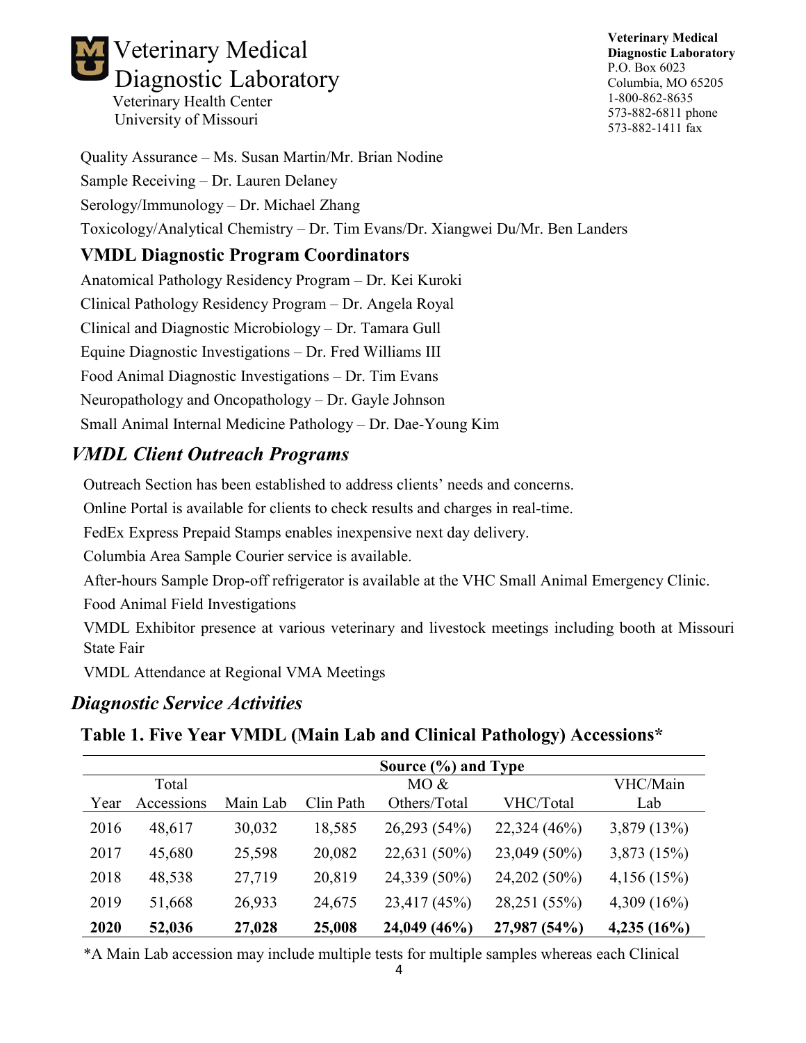Quality Assurance – Ms. Susan Martin/Mr. Brian Nodine

Sample Receiving – Dr. Lauren Delaney

Serology/Immunology – Dr. Michael Zhang

Toxicology/Analytical Chemistry – Dr. Tim Evans/Dr. Xiangwei Du/Mr. Ben Landers

### VMDL Diagnostic Program Coordinators

Anatomical Pathology Residency Program – Dr. Kei Kuroki

Clinical Pathology Residency Program – Dr. Angela Royal

Clinical and Diagnostic Microbiology – Dr. Tamara Gull

Equine Diagnostic Investigations – Dr. Fred Williams III

Food Animal Diagnostic Investigations – Dr. Tim Evans

Neuropathology and Oncopathology – Dr. Gayle Johnson

Small Animal Internal Medicine Pathology – Dr. Dae-Young Kim

## *VMDL Client Outreach Programs*

Outreach Section has been established to address clients' needs and concerns.

Online Portal is available for clients to check results and charges in real-time.

FedEx Express Prepaid Stamps enables inexpensive next day delivery.

Columbia Area Sample Courier service is available.

After-hours Sample Drop-off refrigerator is available at the VHC Small Animal Emergency Clinic.

Food Animal Field Investigations

VMDL Exhibitor presence at various veterinary and livestock meetings including booth at Missouri State Fair

VMDL Attendance at Regional VMA Meetings

## *Diagnostic Service Activities*

### Table 1. Five Year VMDL (Main Lab and Clinical Pathology) Accessions*

| | | Source (%) and Type | | | | |
|---|---|---|---|---|---|---|
| Year | Total Accessions | Main Lab | Clin Path | MO & Others/Total | VHC/Total | VHC/Main Lab |
| 2016 | 48,617 | 30,032 | 18,585 | 26,293 (54%) | 22,324 (46%) | 3,879 (13%) |
| 2017 | 45,680 | 25,598 | 20,082 | 22,631 (50%) | 23,049 (50%) | 3,873 (15%) |
| 2018 | 48,538 | 27,719 | 20,819 | 24,339 (50%) | 24,202 (50%) | 4,156 (15%) |
| 2019 | 51,668 | 26,933 | 24,675 | 23,417 (45%) | 28,251 (55%) | 4,309 (16%) |
| **2020** | **52,036** | **27,028** | **25,008** | **24,049 (46%)** | **27,987 (54%)** | **4,235 (16%)** |

*A Main Lab accession may include multiple tests for multiple samples whereas each Clinical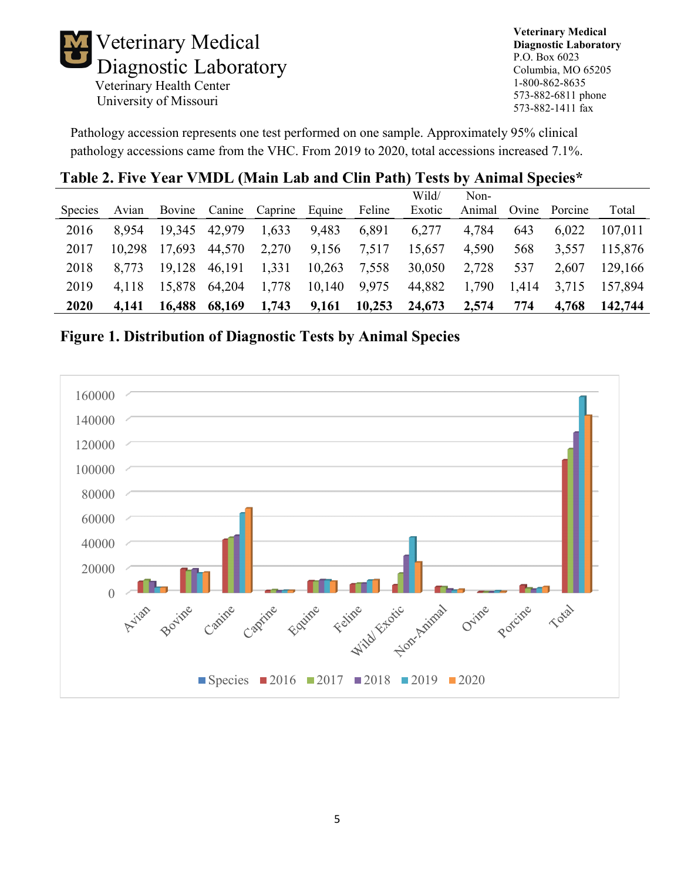Veterinary Medical Diagnostic Laboratory
Veterinary Health Center
University of Missouri

**Veterinary Medical Diagnostic Laboratory**
P.O. Box 6023
Columbia, MO 65205
1-800-862-8635
573-882-6811 phone
573-882-1411 fax

Pathology accession represents one test performed on one sample. Approximately 95% clinical pathology accessions came from the VHC. From 2019 to 2020, total accessions increased 7.1%.

**Table 2. Five Year VMDL (Main Lab and Clin Path) Tests by Animal Species***

| Species | Avian | Bovine | Canine | Caprine | Equine | Feline | Wild/ Exotic | Non-Animal | Ovine | Porcine | Total |
|---|---|---|---|---|---|---|---|---|---|---|---|
| 2016 | 8,954 | 19,345 | 42,979 | 1,633 | 9,483 | 6,891 | 6,277 | 4,784 | 643 | 6,022 | 107,011 |
| 2017 | 10,298 | 17,693 | 44,570 | 2,270 | 9,156 | 7,517 | 15,657 | 4,590 | 568 | 3,557 | 115,876 |
| 2018 | 8,773 | 19,128 | 46,191 | 1,331 | 10,263 | 7,558 | 30,050 | 2,728 | 537 | 2,607 | 129,166 |
| 2019 | 4,118 | 15,878 | 64,204 | 1,778 | 10,140 | 9,975 | 44,882 | 1,790 | 1,414 | 3,715 | 157,894 |
| **2020** | **4,141** | **16,488** | **68,169** | **1,743** | **9,161** | **10,253** | **24,673** | **2,574** | **774** | **4,768** | **142,744** |

**Figure 1. Distribution of Diagnostic Tests by Animal Species**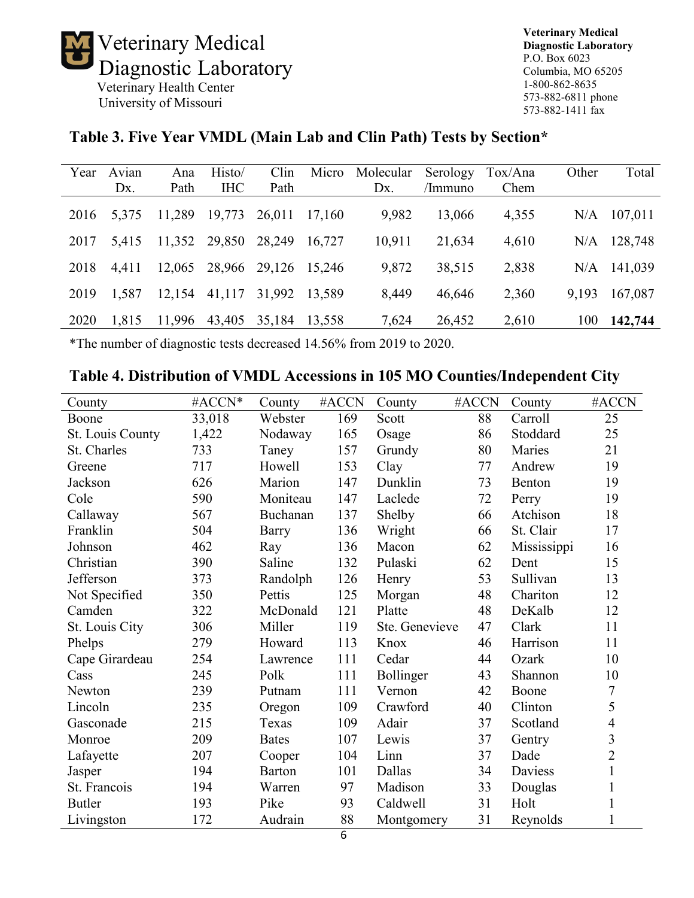# Veterinary Medical Diagnostic Laboratory

Veterinary Health Center
University of Missouri

**Veterinary Medical Diagnostic Laboratory**
P.O. Box 6023
Columbia, MO 65205
1-800-862-8635
573-882-6811 phone
573-882-1411 fax

## Table 3. Five Year VMDL (Main Lab and Clin Path) Tests by Section*

| Year | Avian Dx. | Ana Path | Histo/ IHC | Clin Path | Micro | Molecular Dx. | Serology /Immuno | Tox/Ana Chem | Other | Total |
|---|---|---|---|---|---|---|---|---|---|---|
| 2016 | 5,375 | 11,289 | 19,773 | 26,011 | 17,160 | 9,982 | 13,066 | 4,355 | N/A | 107,011 |
| 2017 | 5,415 | 11,352 | 29,850 | 28,249 | 16,727 | 10,911 | 21,634 | 4,610 | N/A | 128,748 |
| 2018 | 4,411 | 12,065 | 28,966 | 29,126 | 15,246 | 9,872 | 38,515 | 2,838 | N/A | 141,039 |
| 2019 | 1,587 | 12,154 | 41,117 | 31,992 | 13,589 | 8,449 | 46,646 | 2,360 | 9,193 | 167,087 |
| 2020 | 1,815 | 11,996 | 43,405 | 35,184 | 13,558 | 7,624 | 26,452 | 2,610 | 100 | **142,744** |

*The number of diagnostic tests decreased 14.56% from 2019 to 2020.

## Table 4. Distribution of VMDL Accessions in 105 MO Counties/Independent City

| County | #ACCN* | County | #ACCN | County | #ACCN | County | #ACCN |
|---|---|---|---|---|---|---|---|
| Boone | 33,018 | Webster | 169 | Scott | 88 | Carroll | 25 |
| St. Louis County | 1,422 | Nodaway | 165 | Osage | 86 | Stoddard | 25 |
| St. Charles | 733 | Taney | 157 | Grundy | 80 | Maries | 21 |
| Greene | 717 | Howell | 153 | Clay | 77 | Andrew | 19 |
| Jackson | 626 | Marion | 147 | Dunklin | 73 | Benton | 19 |
| Cole | 590 | Moniteau | 147 | Laclede | 72 | Perry | 19 |
| Callaway | 567 | Buchanan | 137 | Shelby | 66 | Atchison | 18 |
| Franklin | 504 | Barry | 136 | Wright | 66 | St. Clair | 17 |
| Johnson | 462 | Ray | 136 | Macon | 62 | Mississippi | 16 |
| Christian | 390 | Saline | 132 | Pulaski | 62 | Dent | 15 |
| Jefferson | 373 | Randolph | 126 | Henry | 53 | Sullivan | 13 |
| Not Specified | 350 | Pettis | 125 | Morgan | 48 | Chariton | 12 |
| Camden | 322 | McDonald | 121 | Platte | 48 | DeKalb | 12 |
| St. Louis City | 306 | Miller | 119 | Ste. Genevieve | 47 | Clark | 11 |
| Phelps | 279 | Howard | 113 | Knox | 46 | Harrison | 11 |
| Cape Girardeau | 254 | Lawrence | 111 | Cedar | 44 | Ozark | 10 |
| Cass | 245 | Polk | 111 | Bollinger | 43 | Shannon | 10 |
| Newton | 239 | Putnam | 111 | Vernon | 42 | Boone | 7 |
| Lincoln | 235 | Oregon | 109 | Crawford | 40 | Clinton | 5 |
| Gasconade | 215 | Texas | 109 | Adair | 37 | Scotland | 4 |
| Monroe | 209 | Bates | 107 | Lewis | 37 | Gentry | 3 |
| Lafayette | 207 | Cooper | 104 | Linn | 37 | Dade | 2 |
| Jasper | 194 | Barton | 101 | Dallas | 34 | Daviess | 1 |
| St. Francois | 194 | Warren | 97 | Madison | 33 | Douglas | 1 |
| Butler | 193 | Pike | 93 | Caldwell | 31 | Holt | 1 |
| Livingston | 172 | Audrain | 88 | Montgomery | 31 | Reynolds | 1 |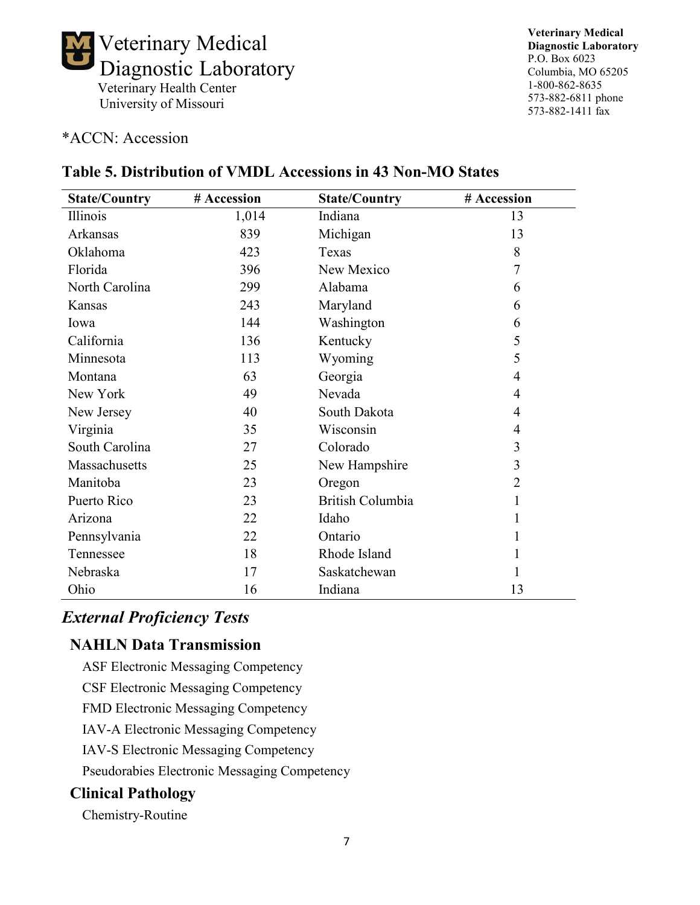*ACCN: Accession

### Table 5. Distribution of VMDL Accessions in 43 Non-MO States

| State/Country | # Accession | State/Country | # Accession |
|---|---|---|---|
| Illinois | 1,014 | Indiana | 13 |
| Arkansas | 839 | Michigan | 13 |
| Oklahoma | 423 | Texas | 8 |
| Florida | 396 | New Mexico | 7 |
| North Carolina | 299 | Alabama | 6 |
| Kansas | 243 | Maryland | 6 |
| Iowa | 144 | Washington | 6 |
| California | 136 | Kentucky | 5 |
| Minnesota | 113 | Wyoming | 5 |
| Montana | 63 | Georgia | 4 |
| New York | 49 | Nevada | 4 |
| New Jersey | 40 | South Dakota | 4 |
| Virginia | 35 | Wisconsin | 4 |
| South Carolina | 27 | Colorado | 3 |
| Massachusetts | 25 | New Hampshire | 3 |
| Manitoba | 23 | Oregon | 2 |
| Puerto Rico | 23 | British Columbia | 1 |
| Arizona | 22 | Idaho | 1 |
| Pennsylvania | 22 | Ontario | 1 |
| Tennessee | 18 | Rhode Island | 1 |
| Nebraska | 17 | Saskatchewan | 1 |
| Ohio | 16 | Indiana | 13 |

## *External Proficiency Tests*

### NAHLN Data Transmission

ASF Electronic Messaging Competency

CSF Electronic Messaging Competency

FMD Electronic Messaging Competency

IAV-A Electronic Messaging Competency

IAV-S Electronic Messaging Competency

Pseudorabies Electronic Messaging Competency

### Clinical Pathology

Chemistry-Routine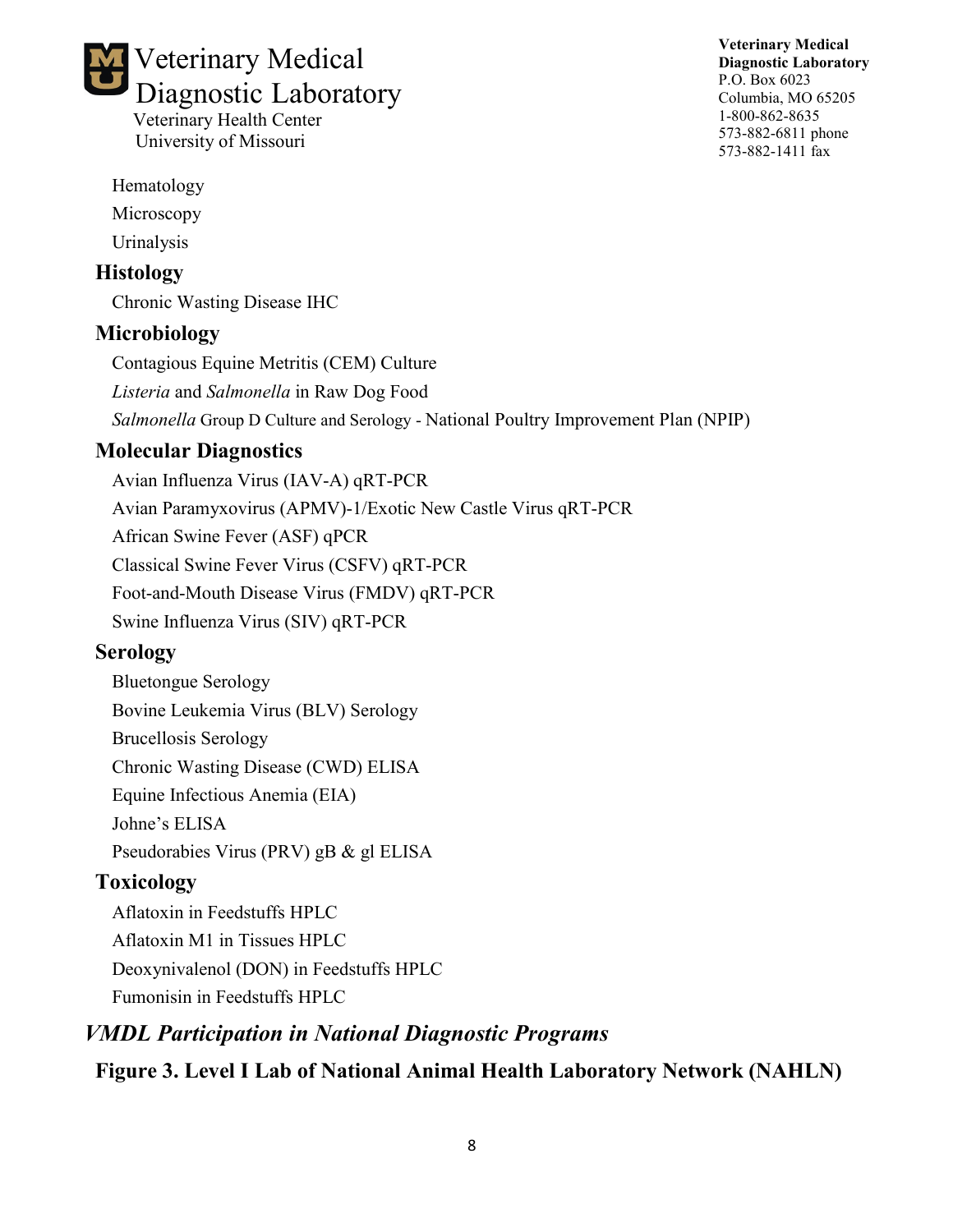- Hematology
- Microscopy
- Urinalysis

### Histology

- Chronic Wasting Disease IHC

### Microbiology

- Contagious Equine Metritis (CEM) Culture
- *Listeria* and *Salmonella* in Raw Dog Food
- *Salmonella* Group D Culture and Serology - National Poultry Improvement Plan (NPIP)

### Molecular Diagnostics

- Avian Influenza Virus (IAV-A) qRT-PCR
- Avian Paramyxovirus (APMV)-1/Exotic New Castle Virus qRT-PCR
- African Swine Fever (ASF) qPCR
- Classical Swine Fever Virus (CSFV) qRT-PCR
- Foot-and-Mouth Disease Virus (FMDV) qRT-PCR
- Swine Influenza Virus (SIV) qRT-PCR

### Serology

- Bluetongue Serology
- Bovine Leukemia Virus (BLV) Serology
- Brucellosis Serology
- Chronic Wasting Disease (CWD) ELISA
- Equine Infectious Anemia (EIA)
- Johne's ELISA
- Pseudorabies Virus (PRV) gB & gl ELISA

### Toxicology

- Aflatoxin in Feedstuffs HPLC
- Aflatoxin M1 in Tissues HPLC
- Deoxynivalenol (DON) in Feedstuffs HPLC
- Fumonisin in Feedstuffs HPLC

## *VMDL Participation in National Diagnostic Programs*

**Figure 3. Level I Lab of National Animal Health Laboratory Network (NAHLN)**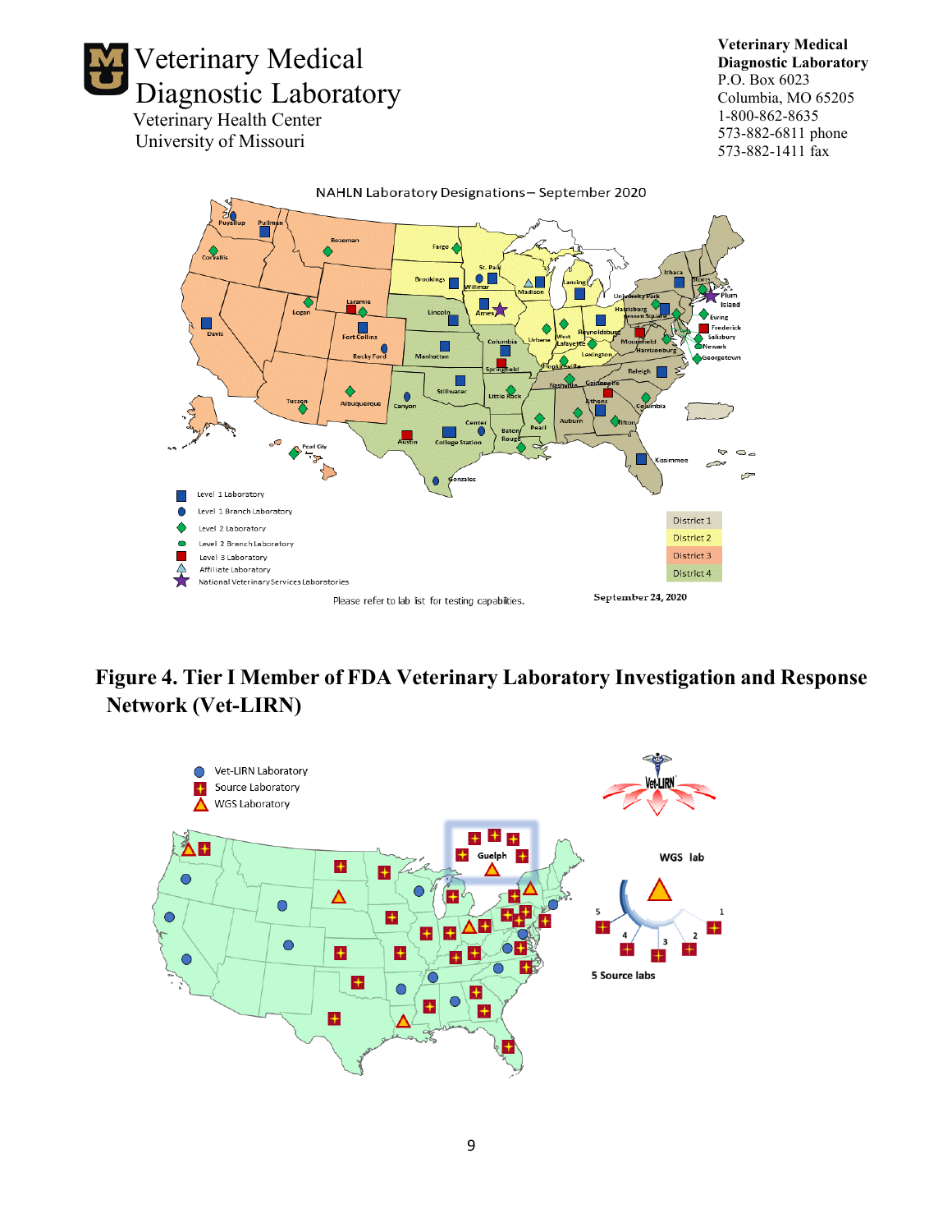Veterinary Medical Diagnostic Laboratory
Veterinary Health Center
University of Missouri

**Veterinary Medical Diagnostic Laboratory**
P.O. Box 6023
Columbia, MO 65205
1-800-862-8635
573-882-6811 phone
573-882-1411 fax

## Figure 4. Tier I Member of FDA Veterinary Laboratory Investigation and Response Network (Vet-LIRN)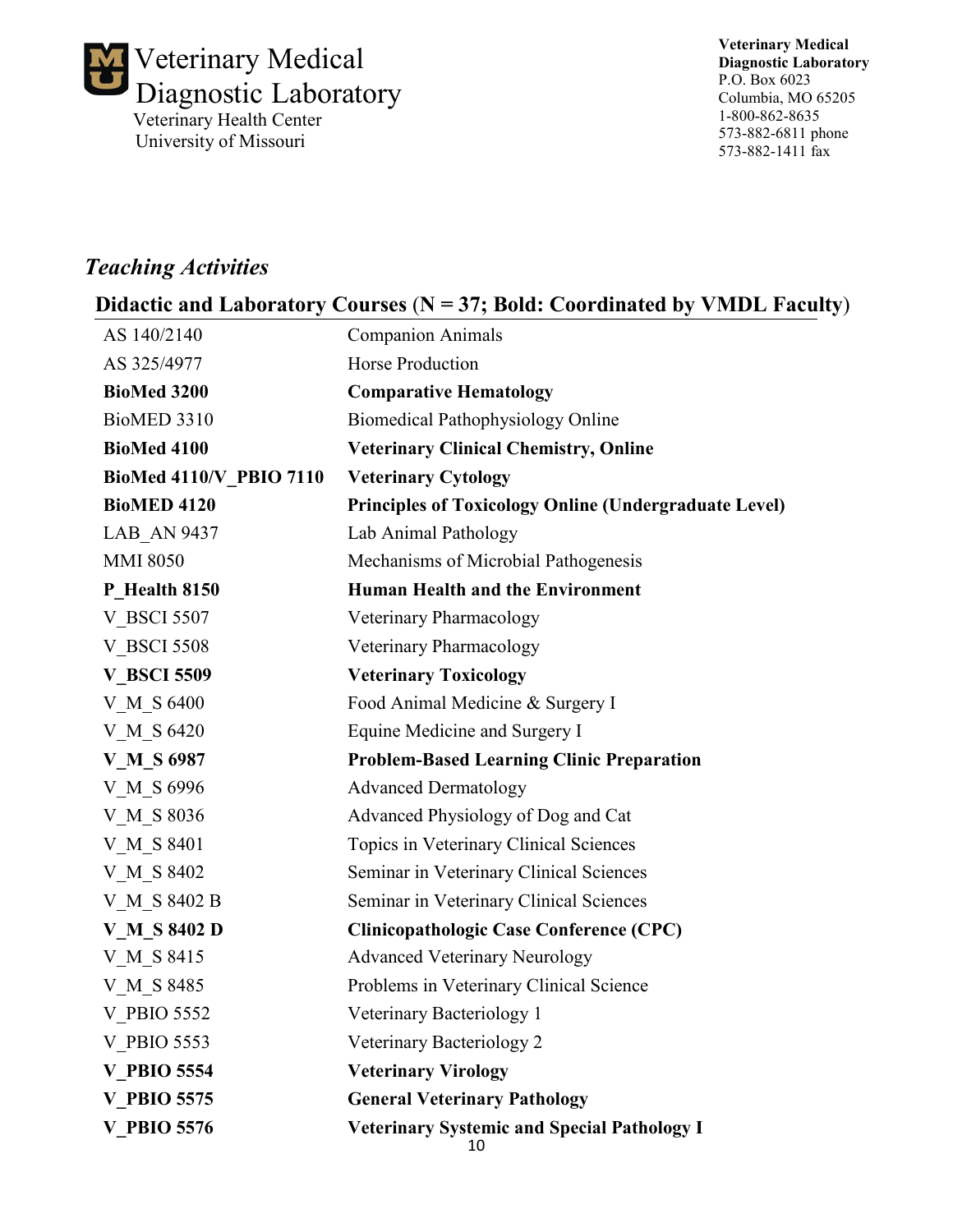### *Teaching Activities*

**Didactic and Laboratory Courses (N = 37; Bold: Coordinated by VMDL Faculty)**

| | |
|---|---|
| AS 140/2140 | Companion Animals |
| AS 325/4977 | Horse Production |
| **BioMed 3200** | **Comparative Hematology** |
| BioMED 3310 | Biomedical Pathophysiology Online |
| **BioMed 4100** | **Veterinary Clinical Chemistry, Online** |
| **BioMed 4110/V_PBIO 7110** | **Veterinary Cytology** |
| **BioMED 4120** | **Principles of Toxicology Online (Undergraduate Level)** |
| LAB_AN 9437 | Lab Animal Pathology |
| MMI 8050 | Mechanisms of Microbial Pathogenesis |
| **P_Health 8150** | **Human Health and the Environment** |
| V_BSCI 5507 | Veterinary Pharmacology |
| V_BSCI 5508 | Veterinary Pharmacology |
| **V_BSCI 5509** | **Veterinary Toxicology** |
| V_M_S 6400 | Food Animal Medicine & Surgery I |
| V_M_S 6420 | Equine Medicine and Surgery I |
| **V_M_S 6987** | **Problem-Based Learning Clinic Preparation** |
| V_M_S 6996 | Advanced Dermatology |
| V_M_S 8036 | Advanced Physiology of Dog and Cat |
| V_M_S 8401 | Topics in Veterinary Clinical Sciences |
| V_M_S 8402 | Seminar in Veterinary Clinical Sciences |
| V_M_S 8402 B | Seminar in Veterinary Clinical Sciences |
| **V_M_S 8402 D** | **Clinicopathologic Case Conference (CPC)** |
| V_M_S 8415 | Advanced Veterinary Neurology |
| V_M_S 8485 | Problems in Veterinary Clinical Science |
| V_PBIO 5552 | Veterinary Bacteriology 1 |
| V_PBIO 5553 | Veterinary Bacteriology 2 |
| **V_PBIO 5554** | **Veterinary Virology** |
| **V_PBIO 5575** | **General Veterinary Pathology** |
| **V_PBIO 5576** | **Veterinary Systemic and Special Pathology I** |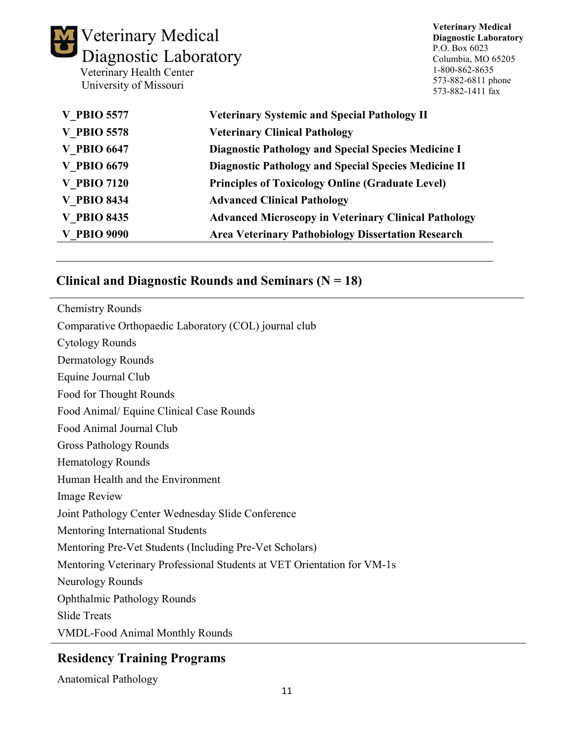| | |
|---|---|
| **V_PBIO 5577** | **Veterinary Systemic and Special Pathology II** |
| **V_PBIO 5578** | **Veterinary Clinical Pathology** |
| **V_PBIO 6647** | **Diagnostic Pathology and Special Species Medicine I** |
| **V_PBIO 6679** | **Diagnostic Pathology and Special Species Medicine II** |
| **V_PBIO 7120** | **Principles of Toxicology Online (Graduate Level)** |
| **V_PBIO 8434** | **Advanced Clinical Pathology** |
| **V_PBIO 8435** | **Advanced Microscopy in Veterinary Clinical Pathology** |
| **V_PBIO 9090** | **Area Veterinary Pathobiology Dissertation Research** |

## Clinical and Diagnostic Rounds and Seminars (N = 18)

Chemistry Rounds
Comparative Orthopaedic Laboratory (COL) journal club
Cytology Rounds
Dermatology Rounds
Equine Journal Club
Food for Thought Rounds
Food Animal/ Equine Clinical Case Rounds
Food Animal Journal Club
Gross Pathology Rounds
Hematology Rounds
Human Health and the Environment
Image Review
Joint Pathology Center Wednesday Slide Conference
Mentoring International Students
Mentoring Pre-Vet Students (Including Pre-Vet Scholars)
Mentoring Veterinary Professional Students at VET Orientation for VM-1s
Neurology Rounds
Ophthalmic Pathology Rounds
Slide Treats
VMDL-Food Animal Monthly Rounds

## Residency Training Programs

Anatomical Pathology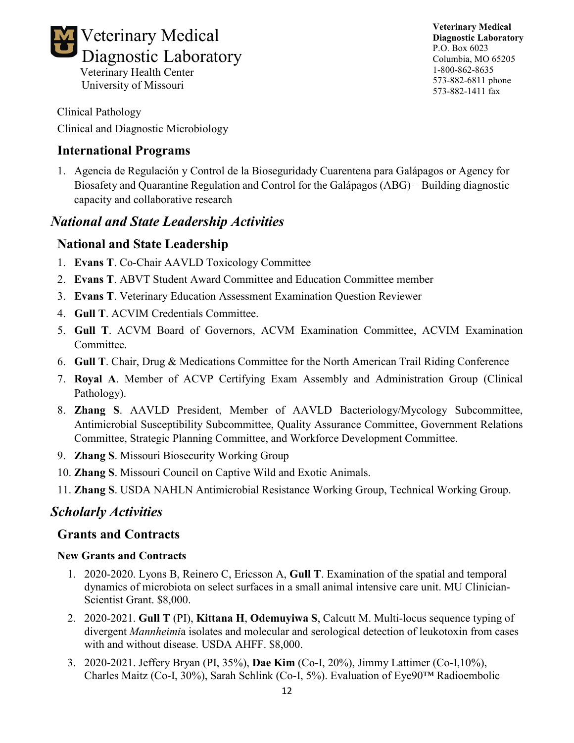Clinical Pathology

Clinical and Diagnostic Microbiology

## International Programs

1. Agencia de Regulación y Control de la Bioseguridady Cuarentena para Galápagos or Agency for Biosafety and Quarantine Regulation and Control for the Galápagos (ABG) – Building diagnostic capacity and collaborative research

# *National and State Leadership Activities*

## National and State Leadership

1. **Evans T**. Co-Chair AAVLD Toxicology Committee
2. **Evans T**. ABVT Student Award Committee and Education Committee member
3. **Evans T**. Veterinary Education Assessment Examination Question Reviewer
4. **Gull T**. ACVIM Credentials Committee.
5. **Gull T**. ACVM Board of Governors, ACVM Examination Committee, ACVIM Examination Committee.
6. **Gull T**. Chair, Drug & Medications Committee for the North American Trail Riding Conference
7. **Royal A**. Member of ACVP Certifying Exam Assembly and Administration Group (Clinical Pathology).
8. **Zhang S**. AAVLD President, Member of AAVLD Bacteriology/Mycology Subcommittee, Antimicrobial Susceptibility Subcommittee, Quality Assurance Committee, Government Relations Committee, Strategic Planning Committee, and Workforce Development Committee.
9. **Zhang S**. Missouri Biosecurity Working Group
10. **Zhang S**. Missouri Council on Captive Wild and Exotic Animals.
11. **Zhang S**. USDA NAHLN Antimicrobial Resistance Working Group, Technical Working Group.

# *Scholarly Activities*

## Grants and Contracts

### New Grants and Contracts

1. 2020-2020. Lyons B, Reinero C, Ericsson A, **Gull T**. Examination of the spatial and temporal dynamics of microbiota on select surfaces in a small animal intensive care unit. MU Clinician-Scientist Grant. $8,000.
2. 2020-2021. **Gull T** (PI), **Kittana H**, **Odemuyiwa S**, Calcutt M. Multi-locus sequence typing of divergent *Mannheimia* isolates and molecular and serological detection of leukotoxin from cases with and without disease. USDA AHFF. $8,000.
3. 2020-2021. Jeffery Bryan (PI, 35%), **Dae Kim** (Co-I, 20%), Jimmy Lattimer (Co-I,10%), Charles Maitz (Co-I, 30%), Sarah Schlink (Co-I, 5%). Evaluation of Eye90™ Radioembolic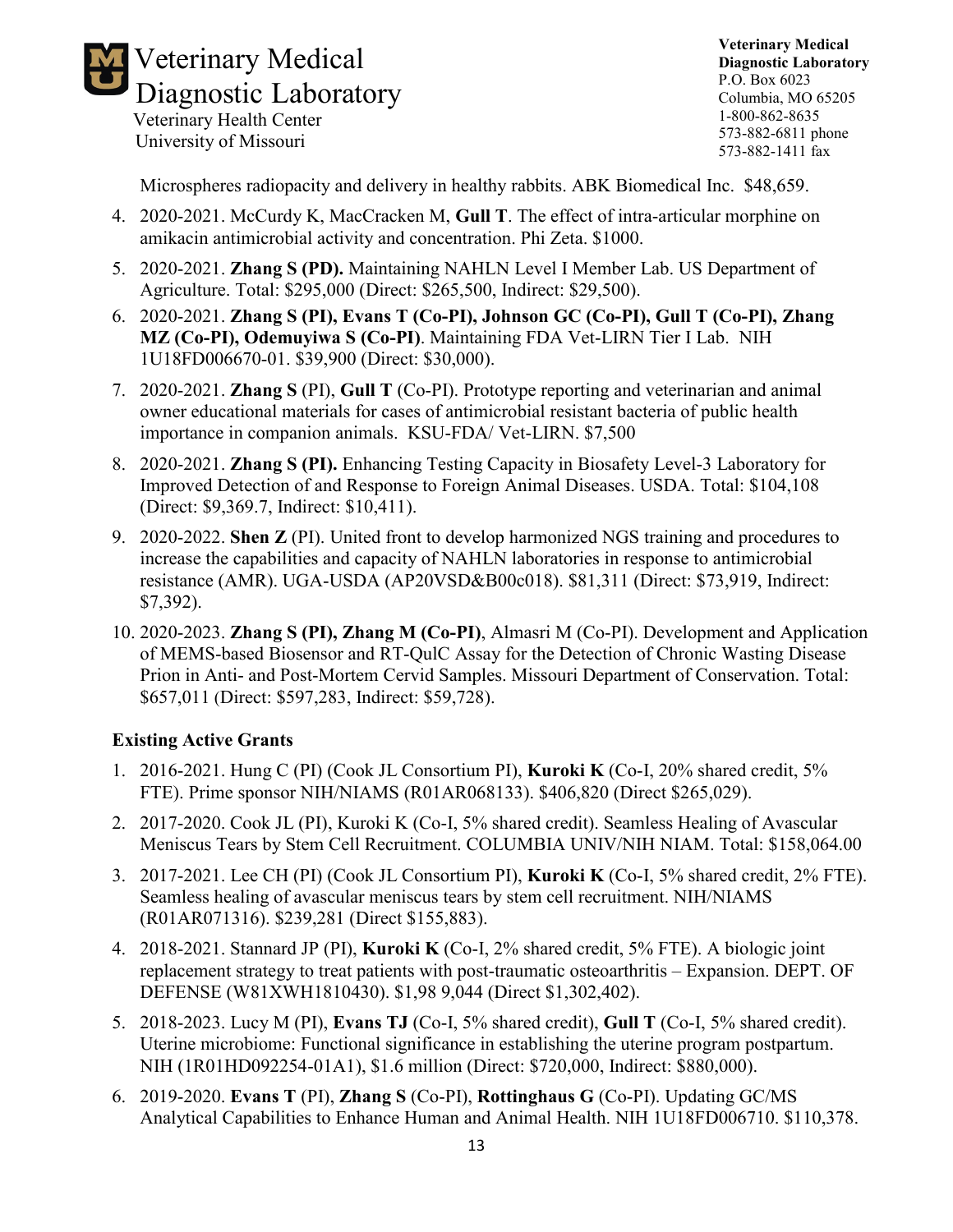Microspheres radiopacity and delivery in healthy rabbits. ABK Biomedical Inc. $48,659.

4. 2020-2021. McCurdy K, MacCracken M, **Gull T**. The effect of intra-articular morphine on amikacin antimicrobial activity and concentration. Phi Zeta. $1000.
5. 2020-2021. **Zhang S (PD).** Maintaining NAHLN Level I Member Lab. US Department of Agriculture. Total: $295,000 (Direct: $265,500, Indirect: $29,500).
6. 2020-2021. **Zhang S (PI), Evans T (Co-PI), Johnson GC (Co-PI), Gull T (Co-PI), Zhang MZ (Co-PI), Odemuyiwa S (Co-PI)**. Maintaining FDA Vet-LIRN Tier I Lab. NIH 1U18FD006670-01. $39,900 (Direct: $30,000).
7. 2020-2021. **Zhang S** (PI), **Gull T** (Co-PI). Prototype reporting and veterinarian and animal owner educational materials for cases of antimicrobial resistant bacteria of public health importance in companion animals. KSU-FDA/ Vet-LIRN. $7,500
8. 2020-2021. **Zhang S (PI).** Enhancing Testing Capacity in Biosafety Level-3 Laboratory for Improved Detection of and Response to Foreign Animal Diseases. USDA. Total: $104,108 (Direct: $9,369.7, Indirect: $10,411).
9. 2020-2022. **Shen Z** (PI). United front to develop harmonized NGS training and procedures to increase the capabilities and capacity of NAHLN laboratories in response to antimicrobial resistance (AMR). UGA-USDA (AP20VSD&B00c018). $81,311 (Direct: $73,919, Indirect: $7,392).
10. 2020-2023. **Zhang S (PI), Zhang M (Co-PI)**, Almasri M (Co-PI). Development and Application of MEMS-based Biosensor and RT-QulC Assay for the Detection of Chronic Wasting Disease Prion in Anti- and Post-Mortem Cervid Samples. Missouri Department of Conservation. Total: $657,011 (Direct: $597,283, Indirect: $59,728).

**Existing Active Grants**

1. 2016-2021. Hung C (PI) (Cook JL Consortium PI), **Kuroki K** (Co-I, 20% shared credit, 5% FTE). Prime sponsor NIH/NIAMS (R01AR068133). $406,820 (Direct $265,029).
2. 2017-2020. Cook JL (PI), Kuroki K (Co-I, 5% shared credit). Seamless Healing of Avascular Meniscus Tears by Stem Cell Recruitment. COLUMBIA UNIV/NIH NIAM. Total: $158,064.00
3. 2017-2021. Lee CH (PI) (Cook JL Consortium PI), **Kuroki K** (Co-I, 5% shared credit, 2% FTE). Seamless healing of avascular meniscus tears by stem cell recruitment. NIH/NIAMS (R01AR071316). $239,281 (Direct $155,883).
4. 2018-2021. Stannard JP (PI), **Kuroki K** (Co-I, 2% shared credit, 5% FTE). A biologic joint replacement strategy to treat patients with post-traumatic osteoarthritis – Expansion. DEPT. OF DEFENSE (W81XWH1810430). $1,98 9,044 (Direct $1,302,402).
5. 2018-2023. Lucy M (PI), **Evans TJ** (Co-I, 5% shared credit), **Gull T** (Co-I, 5% shared credit). Uterine microbiome: Functional significance in establishing the uterine program postpartum. NIH (1R01HD092254-01A1), $1.6 million (Direct: $720,000, Indirect: $880,000).
6. 2019-2020. **Evans T** (PI), **Zhang S** (Co-PI), **Rottinghaus G** (Co-PI). Updating GC/MS Analytical Capabilities to Enhance Human and Animal Health. NIH 1U18FD006710. $110,378.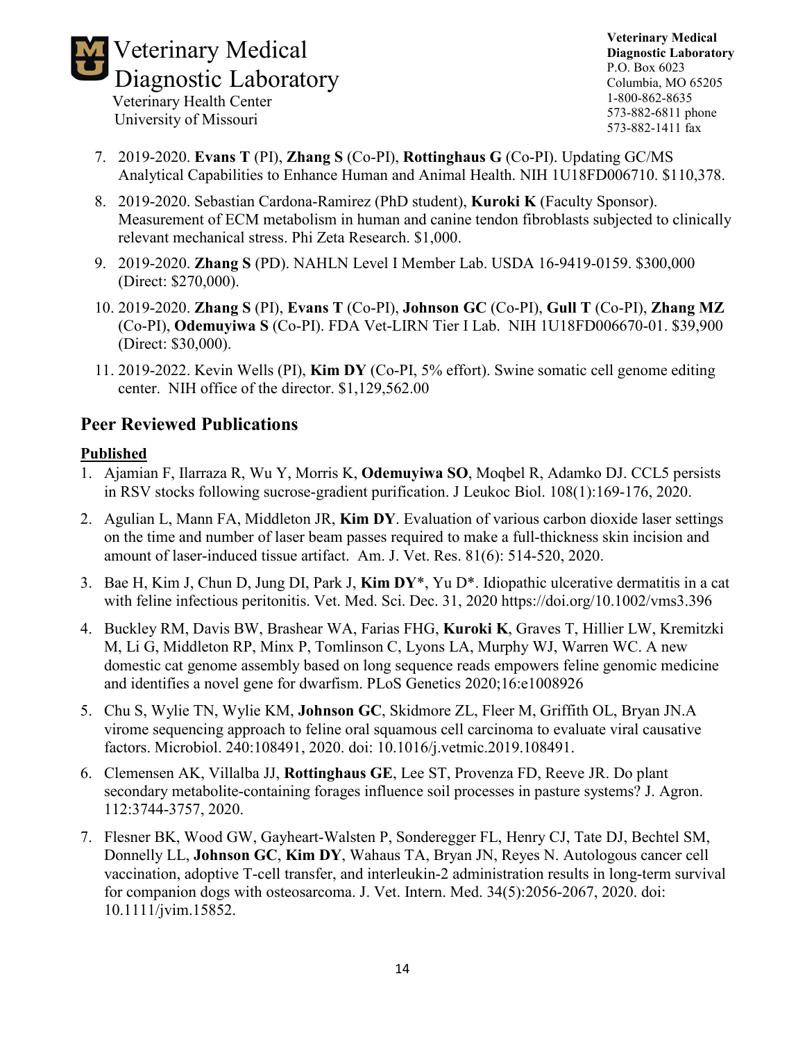7. 2019-2020. **Evans T** (PI), **Zhang S** (Co-PI), **Rottinghaus G** (Co-PI). Updating GC/MS Analytical Capabilities to Enhance Human and Animal Health. NIH 1U18FD006710. $110,378.
8. 2019-2020. Sebastian Cardona-Ramirez (PhD student), **Kuroki K** (Faculty Sponsor). Measurement of ECM metabolism in human and canine tendon fibroblasts subjected to clinically relevant mechanical stress. Phi Zeta Research. $1,000.
9. 2019-2020. **Zhang S** (PD). NAHLN Level I Member Lab. USDA 16-9419-0159. $300,000 (Direct: $270,000).
10. 2019-2020. **Zhang S** (PI), **Evans T** (Co-PI), **Johnson GC** (Co-PI), **Gull T** (Co-PI), **Zhang MZ** (Co-PI), **Odemuyiwa S** (Co-PI). FDA Vet-LIRN Tier I Lab. NIH 1U18FD006670-01. $39,900 (Direct: $30,000).
11. 2019-2022. Kevin Wells (PI), **Kim DY** (Co-PI, 5% effort). Swine somatic cell genome editing center. NIH office of the director. $1,129,562.00

## Peer Reviewed Publications

### Published

1. Ajamian F, Ilarraza R, Wu Y, Morris K, **Odemuyiwa SO**, Moqbel R, Adamko DJ. CCL5 persists in RSV stocks following sucrose-gradient purification. J Leukoc Biol. 108(1):169-176, 2020.
2. Agulian L, Mann FA, Middleton JR, **Kim DY**. Evaluation of various carbon dioxide laser settings on the time and number of laser beam passes required to make a full-thickness skin incision and amount of laser-induced tissue artifact. Am. J. Vet. Res. 81(6): 514-520, 2020.
3. Bae H, Kim J, Chun D, Jung DI, Park J, **Kim DY**\*, Yu D\*. Idiopathic ulcerative dermatitis in a cat with feline infectious peritonitis. Vet. Med. Sci. Dec. 31, 2020 https://doi.org/10.1002/vms3.396
4. Buckley RM, Davis BW, Brashear WA, Farias FHG, **Kuroki K**, Graves T, Hillier LW, Kremitzki M, Li G, Middleton RP, Minx P, Tomlinson C, Lyons LA, Murphy WJ, Warren WC. A new domestic cat genome assembly based on long sequence reads empowers feline genomic medicine and identifies a novel gene for dwarfism. PLoS Genetics 2020;16:e1008926
5. Chu S, Wylie TN, Wylie KM, **Johnson GC**, Skidmore ZL, Fleer M, Griffith OL, Bryan JN.A virome sequencing approach to feline oral squamous cell carcinoma to evaluate viral causative factors. Microbiol. 240:108491, 2020. doi: 10.1016/j.vetmic.2019.108491.
6. Clemensen AK, Villalba JJ, **Rottinghaus GE**, Lee ST, Provenza FD, Reeve JR. Do plant secondary metabolite-containing forages influence soil processes in pasture systems? J. Agron. 112:3744-3757, 2020.
7. Flesner BK, Wood GW, Gayheart-Walsten P, Sonderegger FL, Henry CJ, Tate DJ, Bechtel SM, Donnelly LL, **Johnson GC**, **Kim DY**, Wahaus TA, Bryan JN, Reyes N. Autologous cancer cell vaccination, adoptive T-cell transfer, and interleukin-2 administration results in long-term survival for companion dogs with osteosarcoma. J. Vet. Intern. Med. 34(5):2056-2067, 2020. doi: 10.1111/jvim.15852.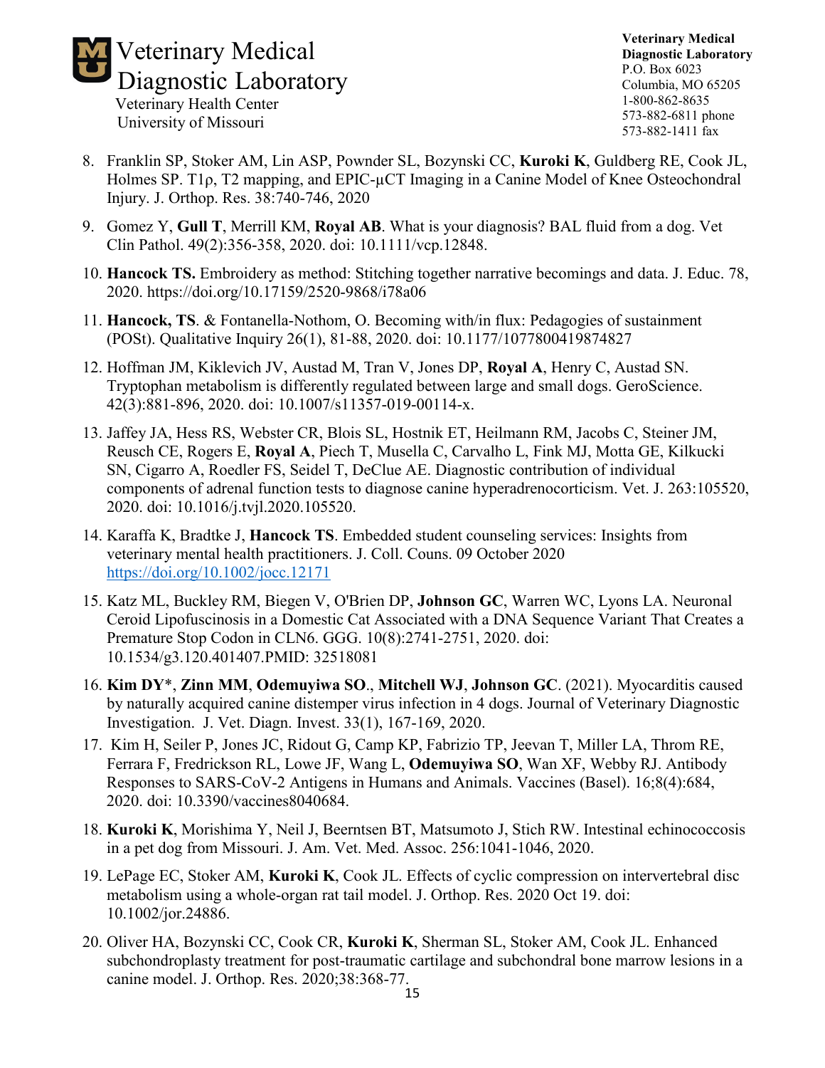8. Franklin SP, Stoker AM, Lin ASP, Pownder SL, Bozynski CC, **Kuroki K**, Guldberg RE, Cook JL, Holmes SP. T1ρ, T2 mapping, and EPIC-μCT Imaging in a Canine Model of Knee Osteochondral Injury. J. Orthop. Res. 38:740-746, 2020

9. Gomez Y, **Gull T**, Merrill KM, **Royal AB**. What is your diagnosis? BAL fluid from a dog. Vet Clin Pathol. 49(2):356-358, 2020. doi: 10.1111/vcp.12848.

10. **Hancock TS.** Embroidery as method: Stitching together narrative becomings and data. J. Educ. 78, 2020. https://doi.org/10.17159/2520-9868/i78a06

11. **Hancock, TS**. & Fontanella-Nothom, O. Becoming with/in flux: Pedagogies of sustainment (POSt). Qualitative Inquiry 26(1), 81-88, 2020. doi: 10.1177/1077800419874827

12. Hoffman JM, Kiklevich JV, Austad M, Tran V, Jones DP, **Royal A**, Henry C, Austad SN. Tryptophan metabolism is differently regulated between large and small dogs. GeroScience. 42(3):881-896, 2020. doi: 10.1007/s11357-019-00114-x.

13. Jaffey JA, Hess RS, Webster CR, Blois SL, Hostnik ET, Heilmann RM, Jacobs C, Steiner JM, Reusch CE, Rogers E, **Royal A**, Piech T, Musella C, Carvalho L, Fink MJ, Motta GE, Kilkucki SN, Cigarro A, Roedler FS, Seidel T, DeClue AE. Diagnostic contribution of individual components of adrenal function tests to diagnose canine hyperadrenocorticism. Vet. J. 263:105520, 2020. doi: 10.1016/j.tvjl.2020.105520.

14. Karaffa K, Bradtke J, **Hancock TS**. Embedded student counseling services: Insights from veterinary mental health practitioners. J. Coll. Couns. 09 October 2020 https://doi.org/10.1002/jocc.12171

15. Katz ML, Buckley RM, Biegen V, O'Brien DP, **Johnson GC**, Warren WC, Lyons LA. Neuronal Ceroid Lipofuscinosis in a Domestic Cat Associated with a DNA Sequence Variant That Creates a Premature Stop Codon in CLN6. GGG. 10(8):2741-2751, 2020. doi: 10.1534/g3.120.401407.PMID: 32518081

16. **Kim DY**\*, **Zinn MM**, **Odemuyiwa SO**., **Mitchell WJ**, **Johnson GC**. (2021). Myocarditis caused by naturally acquired canine distemper virus infection in 4 dogs. Journal of Veterinary Diagnostic Investigation. J. Vet. Diagn. Invest. 33(1), 167-169, 2020.

17. Kim H, Seiler P, Jones JC, Ridout G, Camp KP, Fabrizio TP, Jeevan T, Miller LA, Throm RE, Ferrara F, Fredrickson RL, Lowe JF, Wang L, **Odemuyiwa SO**, Wan XF, Webby RJ. Antibody Responses to SARS-CoV-2 Antigens in Humans and Animals. Vaccines (Basel). 16;8(4):684, 2020. doi: 10.3390/vaccines8040684.

18. **Kuroki K**, Morishima Y, Neil J, Beerntsen BT, Matsumoto J, Stich RW. Intestinal echinococcosis in a pet dog from Missouri. J. Am. Vet. Med. Assoc. 256:1041-1046, 2020.

19. LePage EC, Stoker AM, **Kuroki K**, Cook JL. Effects of cyclic compression on intervertebral disc metabolism using a whole-organ rat tail model. J. Orthop. Res. 2020 Oct 19. doi: 10.1002/jor.24886.

20. Oliver HA, Bozynski CC, Cook CR, **Kuroki K**, Sherman SL, Stoker AM, Cook JL. Enhanced subchondroplasty treatment for post-traumatic cartilage and subchondral bone marrow lesions in a canine model. J. Orthop. Res. 2020;38:368-77.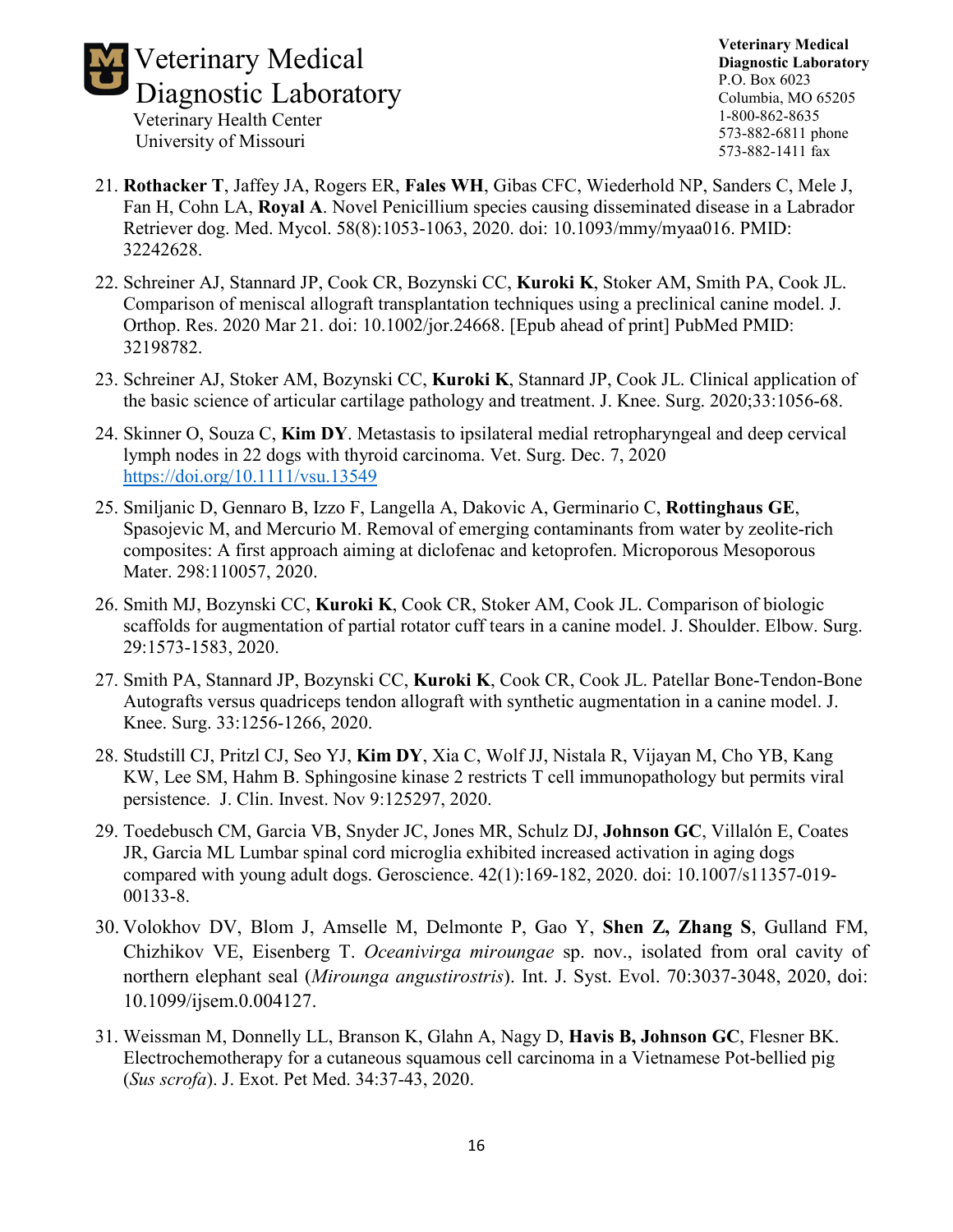21. **Rothacker T**, Jaffey JA, Rogers ER, **Fales WH**, Gibas CFC, Wiederhold NP, Sanders C, Mele J, Fan H, Cohn LA, **Royal A**. Novel Penicillium species causing disseminated disease in a Labrador Retriever dog. Med. Mycol. 58(8):1053-1063, 2020. doi: 10.1093/mmy/myaa016. PMID: 32242628.

22. Schreiner AJ, Stannard JP, Cook CR, Bozynski CC, **Kuroki K**, Stoker AM, Smith PA, Cook JL. Comparison of meniscal allograft transplantation techniques using a preclinical canine model. J. Orthop. Res. 2020 Mar 21. doi: 10.1002/jor.24668. [Epub ahead of print] PubMed PMID: 32198782.

23. Schreiner AJ, Stoker AM, Bozynski CC, **Kuroki K**, Stannard JP, Cook JL. Clinical application of the basic science of articular cartilage pathology and treatment. J. Knee. Surg. 2020;33:1056-68.

24. Skinner O, Souza C, **Kim DY**. Metastasis to ipsilateral medial retropharyngeal and deep cervical lymph nodes in 22 dogs with thyroid carcinoma. Vet. Surg. Dec. 7, 2020 https://doi.org/10.1111/vsu.13549

25. Smiljanic D, Gennaro B, Izzo F, Langella A, Dakovic A, Germinario C, **Rottinghaus GE**, Spasojevic M, and Mercurio M. Removal of emerging contaminants from water by zeolite-rich composites: A first approach aiming at diclofenac and ketoprofen. Microporous Mesoporous Mater. 298:110057, 2020.

26. Smith MJ, Bozynski CC, **Kuroki K**, Cook CR, Stoker AM, Cook JL. Comparison of biologic scaffolds for augmentation of partial rotator cuff tears in a canine model. J. Shoulder. Elbow. Surg. 29:1573-1583, 2020.

27. Smith PA, Stannard JP, Bozynski CC, **Kuroki K**, Cook CR, Cook JL. Patellar Bone-Tendon-Bone Autografts versus quadriceps tendon allograft with synthetic augmentation in a canine model. J. Knee. Surg. 33:1256-1266, 2020.

28. Studstill CJ, Pritzl CJ, Seo YJ, **Kim DY**, Xia C, Wolf JJ, Nistala R, Vijayan M, Cho YB, Kang KW, Lee SM, Hahm B. Sphingosine kinase 2 restricts T cell immunopathology but permits viral persistence. J. Clin. Invest. Nov 9:125297, 2020.

29. Toedebusch CM, Garcia VB, Snyder JC, Jones MR, Schulz DJ, **Johnson GC**, Villalón E, Coates JR, Garcia ML Lumbar spinal cord microglia exhibited increased activation in aging dogs compared with young adult dogs. Geroscience. 42(1):169-182, 2020. doi: 10.1007/s11357-019-00133-8.

30. Volokhov DV, Blom J, Amselle M, Delmonte P, Gao Y, **Shen Z, Zhang S**, Gulland FM, Chizhikov VE, Eisenberg T. *Oceanivirga miroungae* sp. nov., isolated from oral cavity of northern elephant seal (*Mirounga angustirostris*). Int. J. Syst. Evol. 70:3037-3048, 2020, doi: 10.1099/ijsem.0.004127.

31. Weissman M, Donnelly LL, Branson K, Glahn A, Nagy D, **Havis B, Johnson GC**, Flesner BK. Electrochemotherapy for a cutaneous squamous cell carcinoma in a Vietnamese Pot-bellied pig (*Sus scrofa*). J. Exot. Pet Med. 34:37-43, 2020.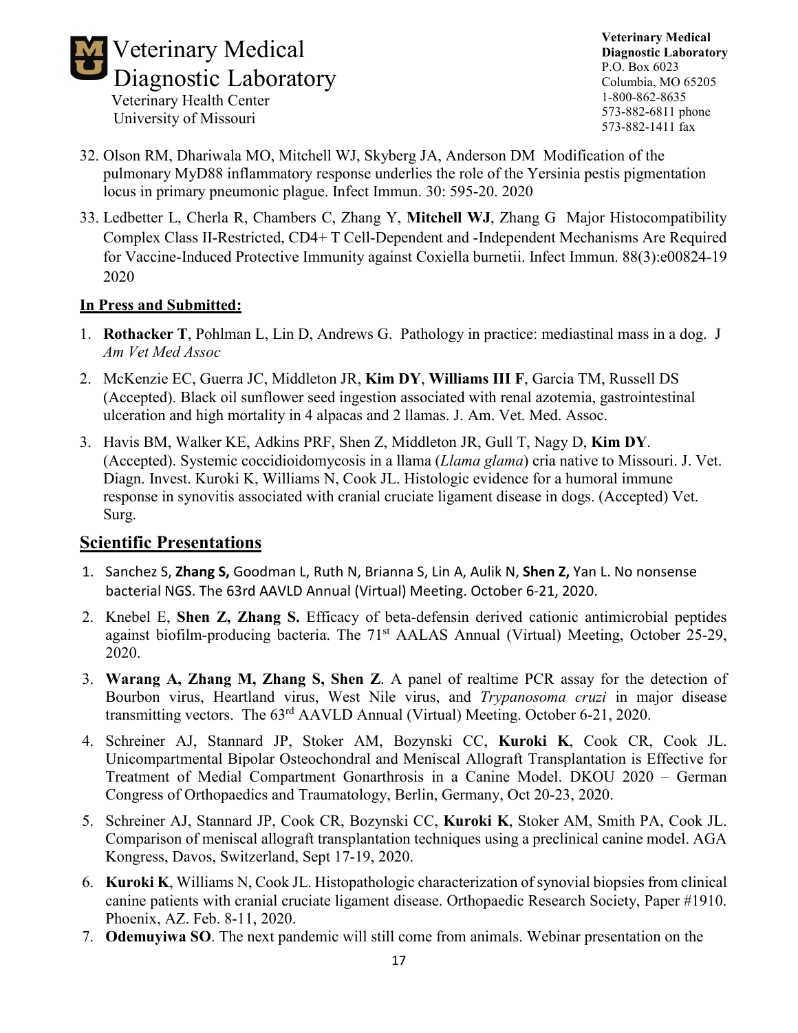32. Olson RM, Dhariwala MO, Mitchell WJ, Skyberg JA, Anderson DM Modification of the pulmonary MyD88 inflammatory response underlies the role of the Yersinia pestis pigmentation locus in primary pneumonic plague. Infect Immun. 30: 595-20. 2020

33. Ledbetter L, Cherla R, Chambers C, Zhang Y, **Mitchell WJ**, Zhang G Major Histocompatibility Complex Class II-Restricted, CD4+ T Cell-Dependent and -Independent Mechanisms Are Required for Vaccine-Induced Protective Immunity against Coxiella burnetii. Infect Immun. 88(3):e00824-19 2020

**<u>In Press and Submitted:</u>**

1. **Rothacker T**, Pohlman L, Lin D, Andrews G. Pathology in practice: mediastinal mass in a dog. J *Am Vet Med Assoc*

2. McKenzie EC, Guerra JC, Middleton JR, **Kim DY**, **Williams III F**, Garcia TM, Russell DS (Accepted). Black oil sunflower seed ingestion associated with renal azotemia, gastrointestinal ulceration and high mortality in 4 alpacas and 2 llamas. J. Am. Vet. Med. Assoc.

3. Havis BM, Walker KE, Adkins PRF, Shen Z, Middleton JR, Gull T, Nagy D, **Kim DY**. (Accepted). Systemic coccidioidomycosis in a llama (*Llama glama*) cria native to Missouri. J. Vet. Diagn. Invest. Kuroki K, Williams N, Cook JL. Histologic evidence for a humoral immune response in synovitis associated with cranial cruciate ligament disease in dogs. (Accepted) Vet. Surg.

## <u>Scientific Presentations</u>

1. Sanchez S, **Zhang S,** Goodman L, Ruth N, Brianna S, Lin A, Aulik N, **Shen Z,** Yan L. No nonsense bacterial NGS. The 63rd AAVLD Annual (Virtual) Meeting. October 6-21, 2020.

2. Knebel E, **Shen Z, Zhang S.** Efficacy of beta-defensin derived cationic antimicrobial peptides against biofilm-producing bacteria. The 71st AALAS Annual (Virtual) Meeting, October 25-29, 2020.

3. **Warang A, Zhang M, Zhang S, Shen Z**. A panel of realtime PCR assay for the detection of Bourbon virus, Heartland virus, West Nile virus, and *Trypanosoma cruzi* in major disease transmitting vectors. The 63rd AAVLD Annual (Virtual) Meeting. October 6-21, 2020.

4. Schreiner AJ, Stannard JP, Stoker AM, Bozynski CC, **Kuroki K**, Cook CR, Cook JL. Unicompartmental Bipolar Osteochondral and Meniscal Allograft Transplantation is Effective for Treatment of Medial Compartment Gonarthrosis in a Canine Model. DKOU 2020 – German Congress of Orthopaedics and Traumatology, Berlin, Germany, Oct 20-23, 2020.

5. Schreiner AJ, Stannard JP, Cook CR, Bozynski CC, **Kuroki K**, Stoker AM, Smith PA, Cook JL. Comparison of meniscal allograft transplantation techniques using a preclinical canine model. AGA Kongress, Davos, Switzerland, Sept 17-19, 2020.

6. **Kuroki K**, Williams N, Cook JL. Histopathologic characterization of synovial biopsies from clinical canine patients with cranial cruciate ligament disease. Orthopaedic Research Society, Paper #1910. Phoenix, AZ. Feb. 8-11, 2020.

7. **Odemuyiwa SO**. The next pandemic will still come from animals. Webinar presentation on the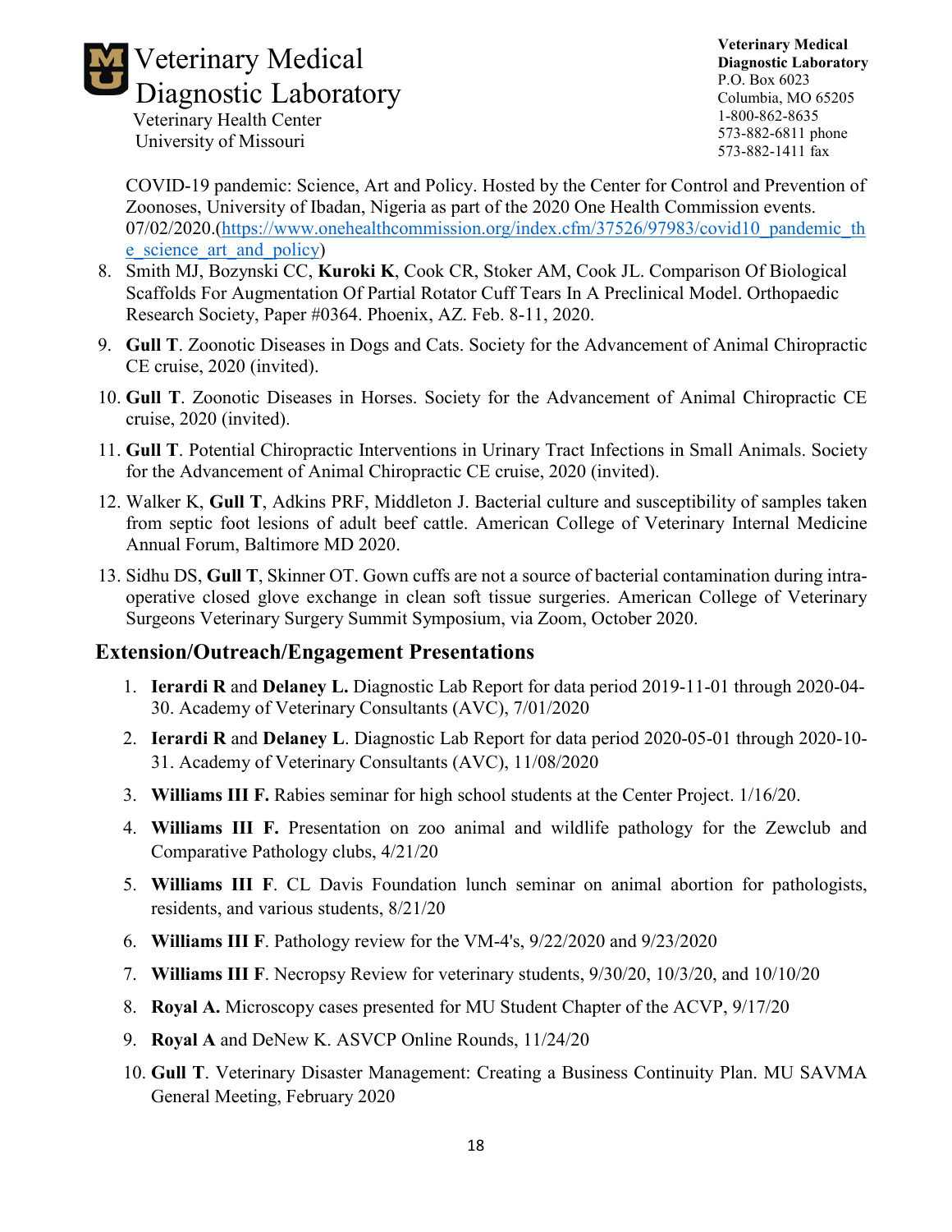COVID-19 pandemic: Science, Art and Policy. Hosted by the Center for Control and Prevention of Zoonoses, University of Ibadan, Nigeria as part of the 2020 One Health Commission events. 07/02/2020.(https://www.onehealthcommission.org/index.cfm/37526/97983/covid10_pandemic_the_science_art_and_policy)

8. Smith MJ, Bozynski CC, **Kuroki K**, Cook CR, Stoker AM, Cook JL. Comparison Of Biological Scaffolds For Augmentation Of Partial Rotator Cuff Tears In A Preclinical Model. Orthopaedic Research Society, Paper #0364. Phoenix, AZ. Feb. 8-11, 2020.
9. **Gull T**. Zoonotic Diseases in Dogs and Cats. Society for the Advancement of Animal Chiropractic CE cruise, 2020 (invited).
10. **Gull T**. Zoonotic Diseases in Horses. Society for the Advancement of Animal Chiropractic CE cruise, 2020 (invited).
11. **Gull T**. Potential Chiropractic Interventions in Urinary Tract Infections in Small Animals. Society for the Advancement of Animal Chiropractic CE cruise, 2020 (invited).
12. Walker K, **Gull T**, Adkins PRF, Middleton J. Bacterial culture and susceptibility of samples taken from septic foot lesions of adult beef cattle. American College of Veterinary Internal Medicine Annual Forum, Baltimore MD 2020.
13. Sidhu DS, **Gull T**, Skinner OT. Gown cuffs are not a source of bacterial contamination during intra-operative closed glove exchange in clean soft tissue surgeries. American College of Veterinary Surgeons Veterinary Surgery Summit Symposium, via Zoom, October 2020.

## Extension/Outreach/Engagement Presentations

1. **Ierardi R** and **Delaney L.** Diagnostic Lab Report for data period 2019-11-01 through 2020-04-30. Academy of Veterinary Consultants (AVC), 7/01/2020
2. **Ierardi R** and **Delaney L**. Diagnostic Lab Report for data period 2020-05-01 through 2020-10-31. Academy of Veterinary Consultants (AVC), 11/08/2020
3. **Williams III F.** Rabies seminar for high school students at the Center Project. 1/16/20.
4. **Williams III F.** Presentation on zoo animal and wildlife pathology for the Zewclub and Comparative Pathology clubs, 4/21/20
5. **Williams III F**. CL Davis Foundation lunch seminar on animal abortion for pathologists, residents, and various students, 8/21/20
6. **Williams III F**. Pathology review for the VM-4's, 9/22/2020 and 9/23/2020
7. **Williams III F**. Necropsy Review for veterinary students, 9/30/20, 10/3/20, and 10/10/20
8. **Royal A.** Microscopy cases presented for MU Student Chapter of the ACVP, 9/17/20
9. **Royal A** and DeNew K. ASVCP Online Rounds, 11/24/20
10. **Gull T**. Veterinary Disaster Management: Creating a Business Continuity Plan. MU SAVMA General Meeting, February 2020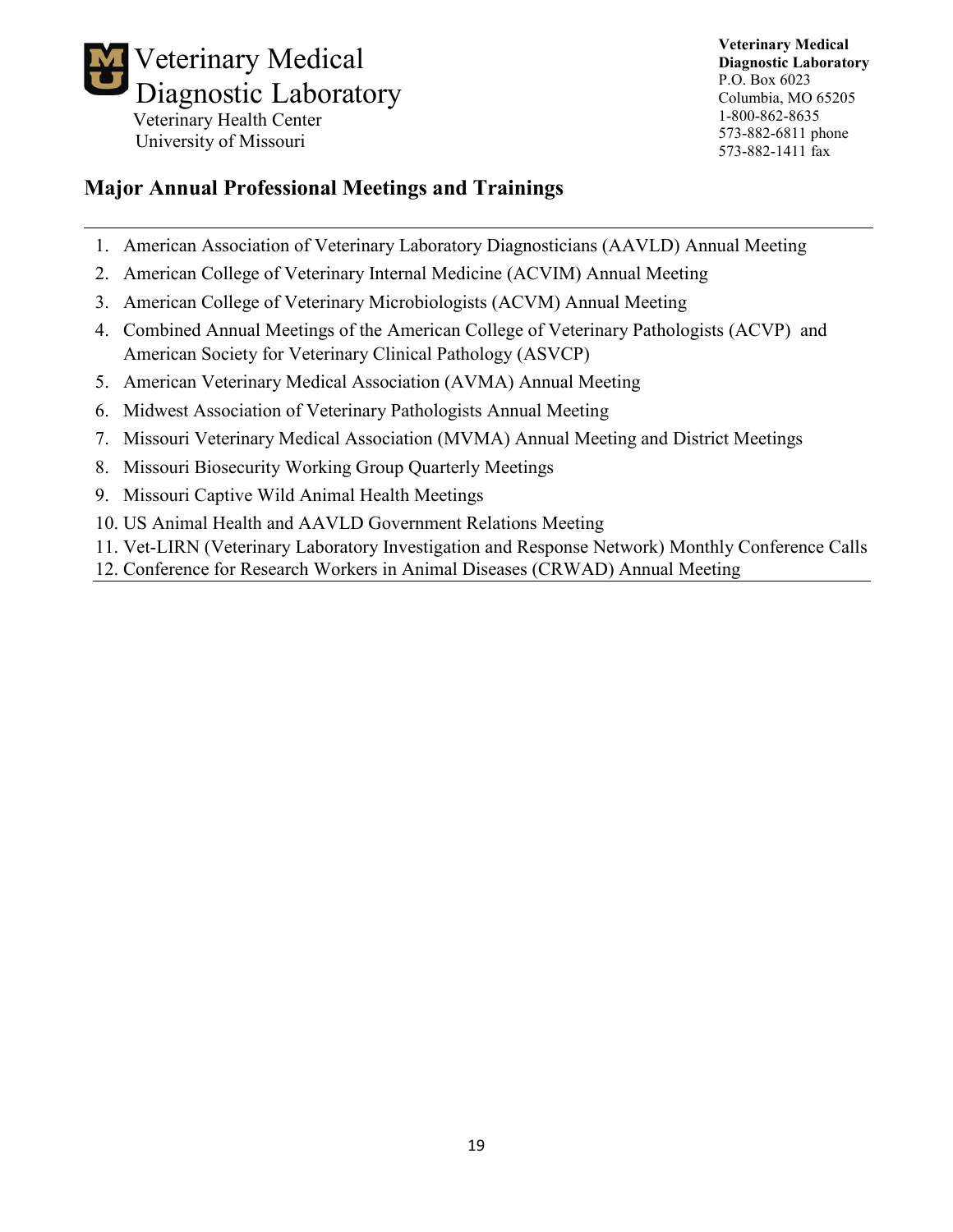Veterinary Medical Diagnostic Laboratory
Veterinary Health Center
University of Missouri

**Veterinary Medical Diagnostic Laboratory**
P.O. Box 6023
Columbia, MO 65205
1-800-862-8635
573-882-6811 phone
573-882-1411 fax

## Major Annual Professional Meetings and Trainings

1. American Association of Veterinary Laboratory Diagnosticians (AAVLD) Annual Meeting
2. American College of Veterinary Internal Medicine (ACVIM) Annual Meeting
3. American College of Veterinary Microbiologists (ACVM) Annual Meeting
4. Combined Annual Meetings of the American College of Veterinary Pathologists (ACVP) and American Society for Veterinary Clinical Pathology (ASVCP)
5. American Veterinary Medical Association (AVMA) Annual Meeting
6. Midwest Association of Veterinary Pathologists Annual Meeting
7. Missouri Veterinary Medical Association (MVMA) Annual Meeting and District Meetings
8. Missouri Biosecurity Working Group Quarterly Meetings
9. Missouri Captive Wild Animal Health Meetings
10. US Animal Health and AAVLD Government Relations Meeting
11. Vet-LIRN (Veterinary Laboratory Investigation and Response Network) Monthly Conference Calls
12. Conference for Research Workers in Animal Diseases (CRWAD) Annual Meeting